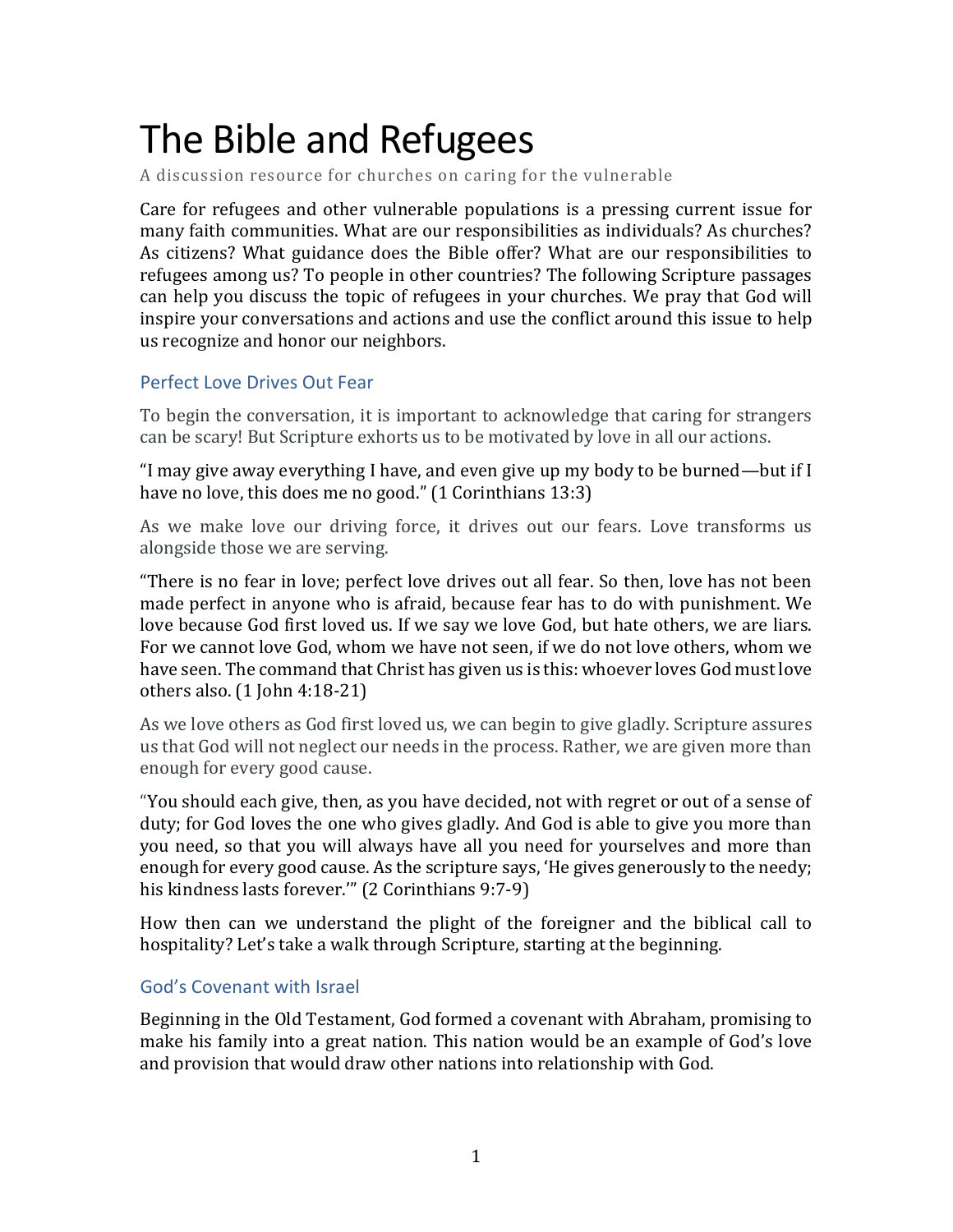# The Bible and Refugees

A discussion resource for churches on caring for the vulnerable

Care for refugees and other vulnerable populations is a pressing current issue for many faith communities. What are our responsibilities as individuals? As churches? As citizens? What guidance does the Bible offer? What are our responsibilities to refugees among us? To people in other countries? The following Scripture passages can help you discuss the topic of refugees in your churches. We pray that God will inspire your conversations and actions and use the conflict around this issue to help us recognize and honor our neighbors.

## Perfect Love Drives Out Fear

To begin the conversation, it is important to acknowledge that caring for strangers can be scary! But Scripture exhorts us to be motivated by love in all our actions.

"I may give away everything I have, and even give up my body to be burned—but if I have no love, this does me no good." (1 Corinthians 13:3)

As we make love our driving force, it drives out our fears. Love transforms us alongside those we are serving.

"There is no fear in love; perfect love drives out all fear. So then, love has not been made perfect in anyone who is afraid, because fear has to do with punishment. We love because God first loved us. If we say we love God, but hate others, we are liars. For we cannot love God, whom we have not seen, if we do not love others, whom we have seen. The command that Christ has given us is this: whoever loves God must love others also. (1 John 4:18-21)

As we love others as God first loved us, we can begin to give gladly. Scripture assures us that God will not neglect our needs in the process. Rather, we are given more than enough for every good cause.

"You should each give, then, as you have decided, not with regret or out of a sense of duty; for God loves the one who gives gladly. And God is able to give you more than you need, so that you will always have all you need for yourselves and more than enough for every good cause. As the scripture says, 'He gives generously to the needy; his kindness lasts forever.'" (2 Corinthians 9:7-9)

How then can we understand the plight of the foreigner and the biblical call to hospitality? Let's take a walk through Scripture, starting at the beginning.

## God's Covenant with Israel

Beginning in the Old Testament, God formed a covenant with Abraham, promising to make his family into a great nation. This nation would be an example of God's love and provision that would draw other nations into relationship with God.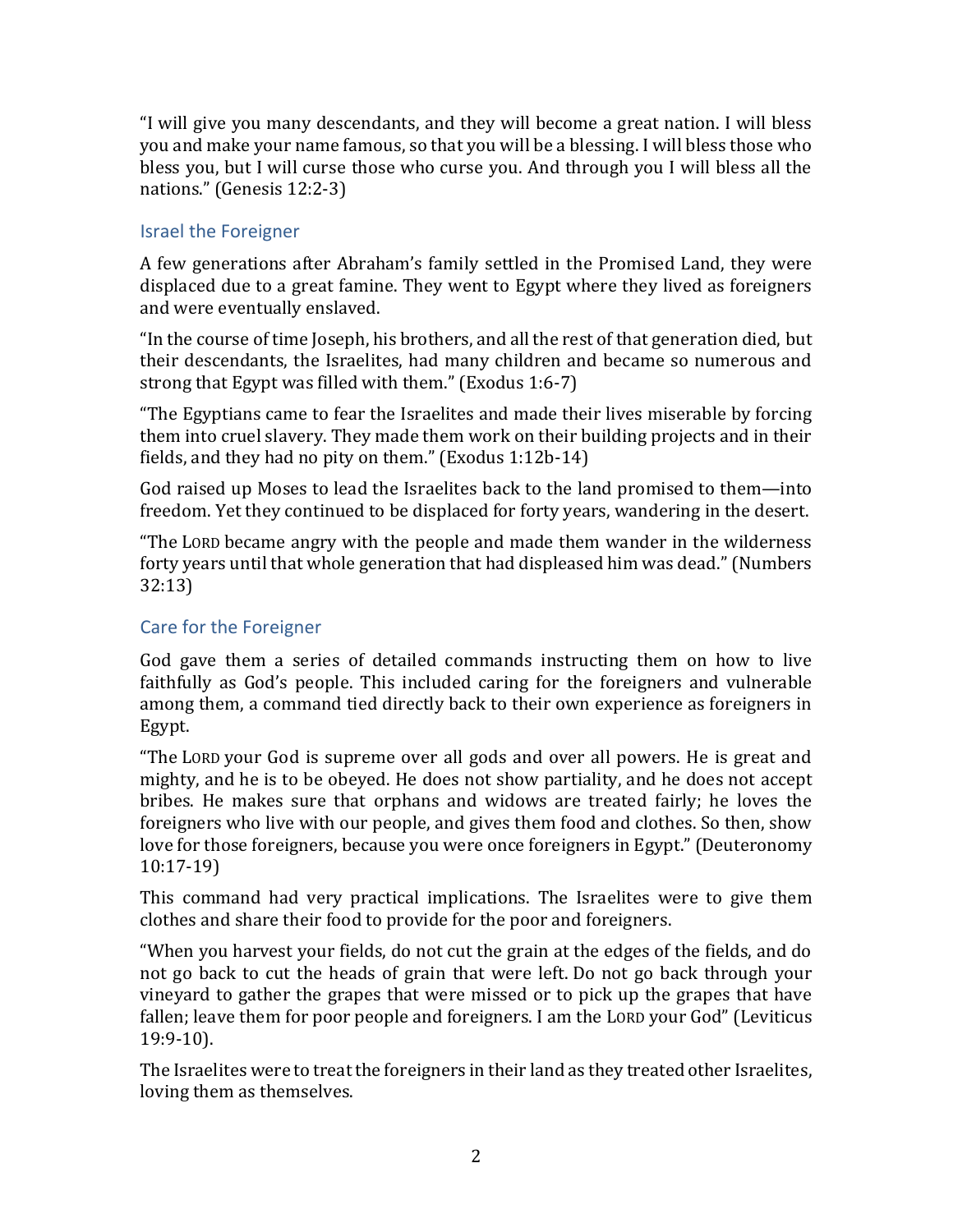"I will give you many descendants, and they will become a great nation. I will bless you and make your name famous, so that you will be a blessing. I will bless those who bless you, but I will curse those who curse you. And through you I will bless all the nations." (Genesis 12:2-3)

## Israel the Foreigner

A few generations after Abraham's family settled in the Promised Land, they were displaced due to a great famine. They went to Egypt where they lived as foreigners and were eventually enslaved.

"In the course of time Joseph, his brothers, and all the rest of that generation died, but their descendants, the Israelites, had many children and became so numerous and strong that Egypt was filled with them." (Exodus 1:6-7)

"The Egyptians came to fear the Israelites and made their lives miserable by forcing them into cruel slavery. They made them work on their building projects and in their fields, and they had no pity on them." (Exodus 1:12b-14)

God raised up Moses to lead the Israelites back to the land promised to them—into freedom. Yet they continued to be displaced for forty years, wandering in the desert.

"The LORD became angry with the people and made them wander in the wilderness forty years until that whole generation that had displeased him was dead." (Numbers 32:13)

## Care for the Foreigner

God gave them a series of detailed commands instructing them on how to live faithfully as God's people. This included caring for the foreigners and vulnerable among them, a command tied directly back to their own experience as foreigners in Egypt.

"The LORD your God is supreme over all gods and over all powers. He is great and mighty, and he is to be obeyed. He does not show partiality, and he does not accept bribes. He makes sure that orphans and widows are treated fairly; he loves the foreigners who live with our people, and gives them food and clothes. So then, show love for those foreigners, because you were once foreigners in Egypt." (Deuteronomy 10:17-19)

This command had very practical implications. The Israelites were to give them clothes and share their food to provide for the poor and foreigners.

"When you harvest your fields, do not cut the grain at the edges of the fields, and do not go back to cut the heads of grain that were left. Do not go back through your vineyard to gather the grapes that were missed or to pick up the grapes that have fallen; leave them for poor people and foreigners. I am the LORD your God" (Leviticus 19:9-10).

The Israelites were to treat the foreigners in their land as they treated other Israelites, loving them as themselves.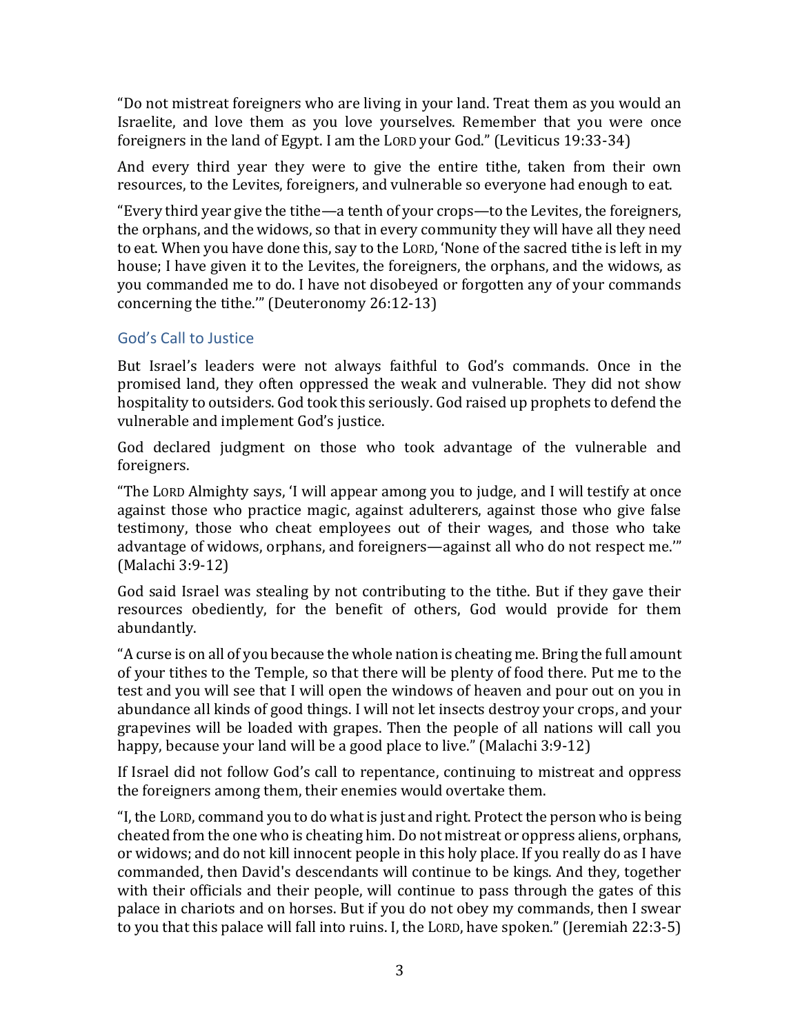"Do not mistreat foreigners who are living in your land. Treat them as you would an Israelite, and love them as you love yourselves. Remember that you were once foreigners in the land of Egypt. I am the LORD your God." (Leviticus 19:33-34)

And every third year they were to give the entire tithe, taken from their own resources, to the Levites, foreigners, and vulnerable so everyone had enough to eat.

"Every third year give the tithe—a tenth of your crops—to the Levites, the foreigners, the orphans, and the widows, so that in every community they will have all they need to eat. When you have done this, say to the LORD, 'None of the sacred tithe is left in my house; I have given it to the Levites, the foreigners, the orphans, and the widows, as you commanded me to do. I have not disobeyed or forgotten any of your commands concerning the tithe.'" (Deuteronomy 26:12-13)

## God's Call to Justice

But Israel's leaders were not always faithful to God's commands. Once in the promised land, they often oppressed the weak and vulnerable. They did not show hospitality to outsiders. God took this seriously. God raised up prophets to defend the vulnerable and implement God's justice.

God declared judgment on those who took advantage of the vulnerable and foreigners.

"The LORD Almighty says, 'I will appear among you to judge, and I will testify at once against those who practice magic, against adulterers, against those who give false testimony, those who cheat employees out of their wages, and those who take advantage of widows, orphans, and foreigners—against all who do not respect me.'" (Malachi 3:9-12)

God said Israel was stealing by not contributing to the tithe. But if they gave their resources obediently, for the benefit of others, God would provide for them abundantly.

"A curse is on all of you because the whole nation is cheating me. Bring the full amount of your tithes to the Temple, so that there will be plenty of food there. Put me to the test and you will see that I will open the windows of heaven and pour out on you in abundance all kinds of good things. I will not let insects destroy your crops, and your grapevines will be loaded with grapes. Then the people of all nations will call you happy, because your land will be a good place to live." (Malachi 3:9-12)

If Israel did not follow God's call to repentance, continuing to mistreat and oppress the foreigners among them, their enemies would overtake them.

"I, the LORD, command you to do what is just and right. Protect the person who is being cheated from the one who is cheating him. Do not mistreat or oppress aliens, orphans, or widows; and do not kill innocent people in this holy place. If you really do as I have commanded, then David's descendants will continue to be kings. And they, together with their officials and their people, will continue to pass through the gates of this palace in chariots and on horses. But if you do not obey my commands, then I swear to you that this palace will fall into ruins. I, the LORD, have spoken." (Jeremiah 22:3-5)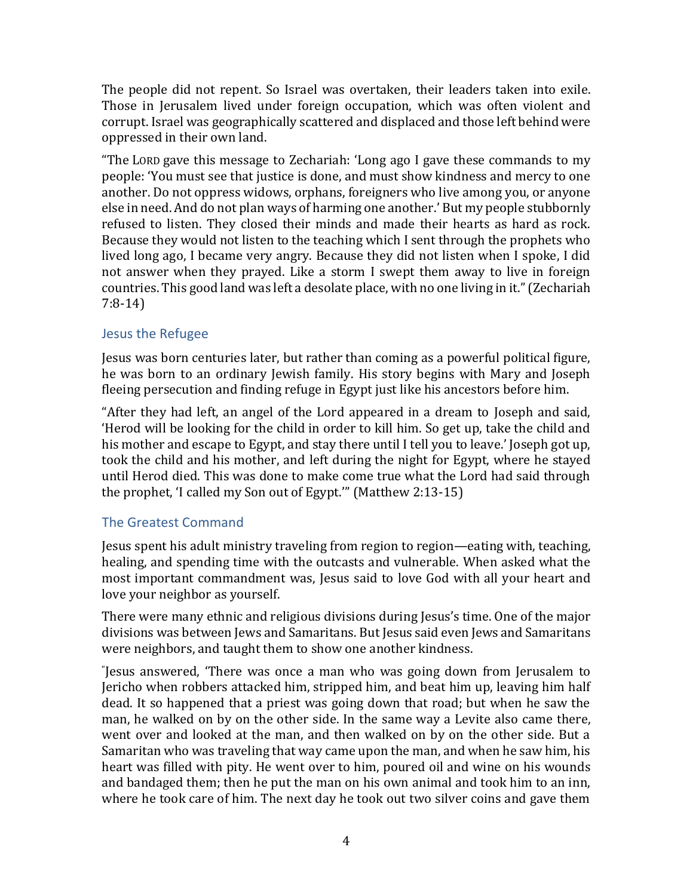The people did not repent. So Israel was overtaken, their leaders taken into exile. Those in Jerusalem lived under foreign occupation, which was often violent and corrupt. Israel was geographically scattered and displaced and those left behind were oppressed in their own land.

"The LORD gave this message to Zechariah: 'Long ago I gave these commands to my people: 'You must see that justice is done, and must show kindness and mercy to one another. Do not oppress widows, orphans, foreigners who live among you, or anyone else in need. And do not plan ways of harming one another.' But my people stubbornly refused to listen. They closed their minds and made their hearts as hard as rock. Because they would not listen to the teaching which I sent through the prophets who lived long ago, I became very angry. Because they did not listen when I spoke, I did not answer when they prayed. Like a storm I swept them away to live in foreign countries. This good land was left a desolate place, with no one living in it." (Zechariah 7:8-14)

## Jesus the Refugee

Jesus was born centuries later, but rather than coming as a powerful political figure, he was born to an ordinary Jewish family. His story begins with Mary and Joseph fleeing persecution and finding refuge in Egypt just like his ancestors before him.

"After they had left, an angel of the Lord appeared in a dream to Joseph and said, 'Herod will be looking for the child in order to kill him. So get up, take the child and his mother and escape to Egypt, and stay there until I tell you to leave.' Joseph got up, took the child and his mother, and left during the night for Egypt, where he stayed until Herod died. This was done to make come true what the Lord had said through the prophet, 'I called my Son out of Egypt.'" (Matthew 2:13-15)

## The Greatest Command

Jesus spent his adult ministry traveling from region to region—eating with, teaching, healing, and spending time with the outcasts and vulnerable. When asked what the most important commandment was, Jesus said to love God with all your heart and love your neighbor as yourself.

There were many ethnic and religious divisions during Jesus's time. One of the major divisions was between Jews and Samaritans. But Jesus said even Jews and Samaritans were neighbors, and taught them to show one another kindness.

"Jesus answered, 'There was once a man who was going down from Jerusalem to Jericho when robbers attacked him, stripped him, and beat him up, leaving him half dead. It so happened that a priest was going down that road; but when he saw the man, he walked on by on the other side. In the same way a Levite also came there, went over and looked at the man, and then walked on by on the other side. But a Samaritan who was traveling that way came upon the man, and when he saw him, his heart was filled with pity. He went over to him, poured oil and wine on his wounds and bandaged them; then he put the man on his own animal and took him to an inn, where he took care of him. The next day he took out two silver coins and gave them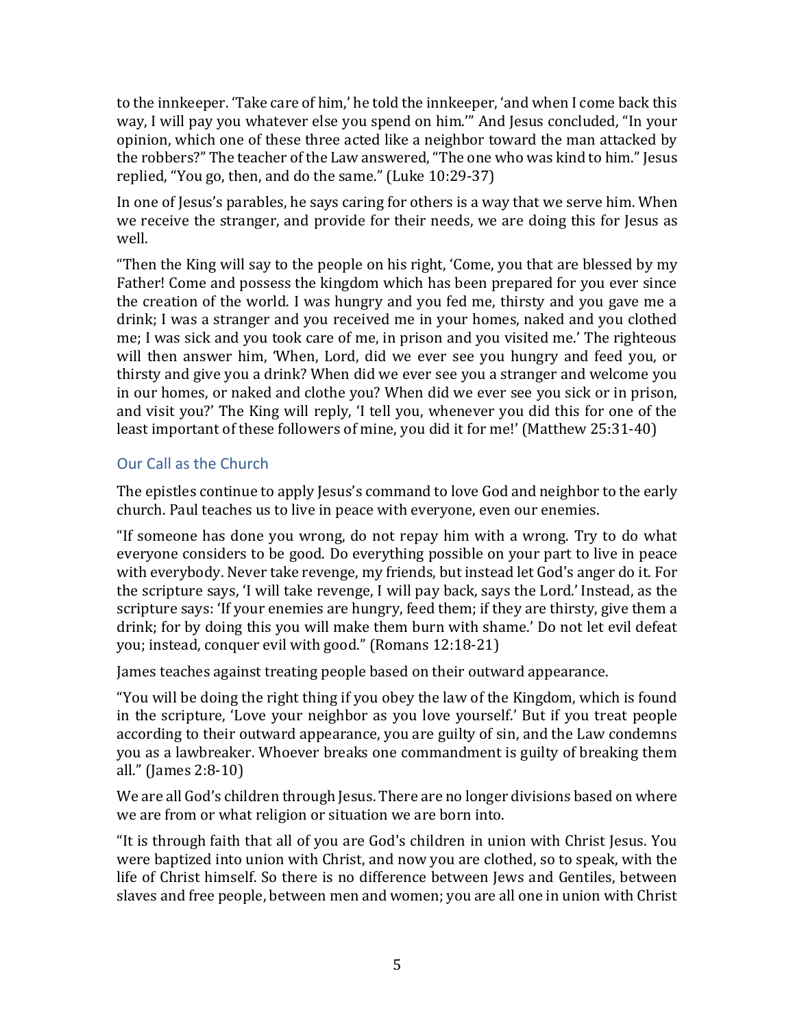to the innkeeper. 'Take care of him,' he told the innkeeper, 'and when I come back this way, I will pay you whatever else you spend on him.'" And Jesus concluded, "In your opinion, which one of these three acted like a neighbor toward the man attacked by the robbers?" The teacher of the Law answered, "The one who was kind to him." Jesus replied, "You go, then, and do the same." (Luke 10:29-37)

In one of Jesus's parables, he says caring for others is a way that we serve him. When we receive the stranger, and provide for their needs, we are doing this for Jesus as well.

"Then the King will say to the people on his right, 'Come, you that are blessed by my Father! Come and possess the kingdom which has been prepared for you ever since the creation of the world. I was hungry and you fed me, thirsty and you gave me a drink; I was a stranger and you received me in your homes, naked and you clothed me; I was sick and you took care of me, in prison and you visited me.' The righteous will then answer him, 'When, Lord, did we ever see you hungry and feed you, or thirsty and give you a drink? When did we ever see you a stranger and welcome you in our homes, or naked and clothe you? When did we ever see you sick or in prison, and visit you?' The King will reply, 'I tell you, whenever you did this for one of the least important of these followers of mine, you did it for me!' (Matthew 25:31-40)

## Our Call as the Church

The epistles continue to apply Jesus's command to love God and neighbor to the early church. Paul teaches us to live in peace with everyone, even our enemies.

"If someone has done you wrong, do not repay him with a wrong. Try to do what everyone considers to be good. Do everything possible on your part to live in peace with everybody. Never take revenge, my friends, but instead let God's anger do it. For the scripture says, 'I will take revenge, I will pay back, says the Lord.' Instead, as the scripture says: 'If your enemies are hungry, feed them; if they are thirsty, give them a drink; for by doing this you will make them burn with shame.' Do not let evil defeat you; instead, conquer evil with good." (Romans 12:18-21)

James teaches against treating people based on their outward appearance.

"You will be doing the right thing if you obey the law of the Kingdom, which is found in the scripture, 'Love your neighbor as you love yourself.' But if you treat people according to their outward appearance, you are guilty of sin, and the Law condemns you as a lawbreaker. Whoever breaks one commandment is guilty of breaking them all." (James 2:8-10)

We are all God's children through Jesus. There are no longer divisions based on where we are from or what religion or situation we are born into.

"It is through faith that all of you are God's children in union with Christ Jesus. You were baptized into union with Christ, and now you are clothed, so to speak, with the life of Christ himself. So there is no difference between Jews and Gentiles, between slaves and free people, between men and women; you are all one in union with Christ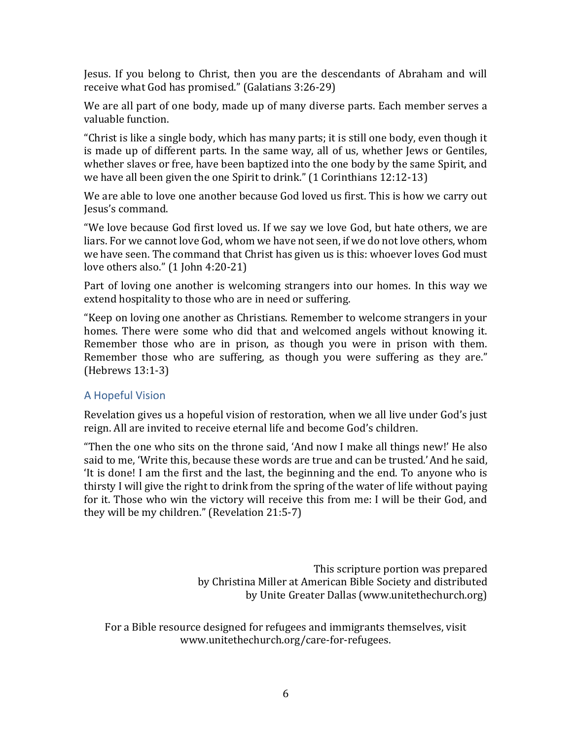Jesus. If you belong to Christ, then you are the descendants of Abraham and will receive what God has promised." (Galatians 3:26-29)

We are all part of one body, made up of many diverse parts. Each member serves a valuable function.

"Christ is like a single body, which has many parts; it is still one body, even though it is made up of different parts. In the same way, all of us, whether Jews or Gentiles, whether slaves or free, have been baptized into the one body by the same Spirit, and we have all been given the one Spirit to drink." (1 Corinthians 12:12-13)

We are able to love one another because God loved us first. This is how we carry out Jesus's command.

"We love because God first loved us. If we say we love God, but hate others, we are liars. For we cannot love God, whom we have not seen, if we do not love others, whom we have seen. The command that Christ has given us is this: whoever loves God must love others also." (1 John 4:20-21)

Part of loving one another is welcoming strangers into our homes. In this way we extend hospitality to those who are in need or suffering.

"Keep on loving one another as Christians. Remember to welcome strangers in your homes. There were some who did that and welcomed angels without knowing it. Remember those who are in prison, as though you were in prison with them. Remember those who are suffering, as though you were suffering as they are." (Hebrews 13:1-3)

## A Hopeful Vision

Revelation gives us a hopeful vision of restoration, when we all live under God's just reign. All are invited to receive eternal life and become God's children.

"Then the one who sits on the throne said, 'And now I make all things new!' He also said to me, 'Write this, because these words are true and can be trusted.' And he said, 'It is done! I am the first and the last, the beginning and the end. To anyone who is thirsty I will give the right to drink from the spring of the water of life without paying for it. Those who win the victory will receive this from me: I will be their God, and they will be my children." (Revelation 21:5-7)

This scripture portion was prepared
by Christina Miller at American Bible Society and distributed
by Unite Greater Dallas (www.unitethechurch.org)

For a Bible resource designed for refugees and immigrants themselves, visit www.unitethechurch.org/care-for-refugees.